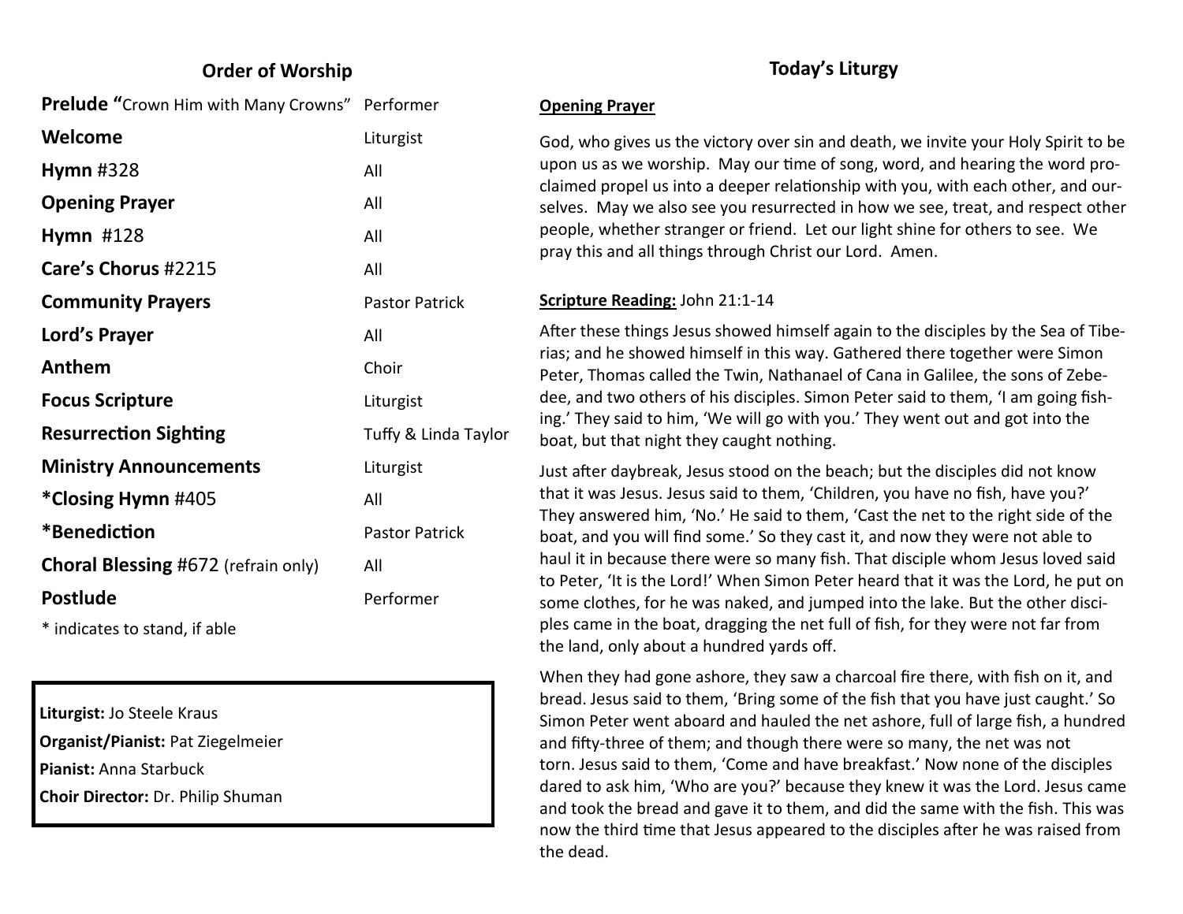## Order of Worship

| | |
|---|---|
| **Prelude "**Crown Him with Many Crowns" | Performer |
| **Welcome** | Liturgist |
| **Hymn** #328 | All |
| **Opening Prayer** | All |
| **Hymn** #128 | All |
| **Care's Chorus** #2215 | All |
| **Community Prayers** | Pastor Patrick |
| **Lord's Prayer** | All |
| **Anthem** | Choir |
| **Focus Scripture** | Liturgist |
| **Resurrection Sighting** | Tuffy & Linda Taylor |
| **Ministry Announcements** | Liturgist |
| ***Closing Hymn** #405 | All |
| ***Benediction** | Pastor Patrick |
| **Choral Blessing** #672 (refrain only) | All |
| **Postlude** | Performer |

* indicates to stand, if able

**Liturgist:** Jo Steele Kraus
**Organist/Pianist:** Pat Ziegelmeier
**Pianist:** Anna Starbuck
**Choir Director:** Dr. Philip Shuman

## Today's Liturgy

**Opening Prayer**

God, who gives us the victory over sin and death, we invite your Holy Spirit to be upon us as we worship. May our time of song, word, and hearing the word proclaimed propel us into a deeper relationship with you, with each other, and ourselves. May we also see you resurrected in how we see, treat, and respect other people, whether stranger or friend. Let our light shine for others to see. We pray this and all things through Christ our Lord. Amen.

**Scripture Reading:** John 21:1-14

After these things Jesus showed himself again to the disciples by the Sea of Tiberias; and he showed himself in this way. Gathered there together were Simon Peter, Thomas called the Twin, Nathanael of Cana in Galilee, the sons of Zebedee, and two others of his disciples. Simon Peter said to them, 'I am going fishing.' They said to him, 'We will go with you.' They went out and got into the boat, but that night they caught nothing.

Just after daybreak, Jesus stood on the beach; but the disciples did not know that it was Jesus. Jesus said to them, 'Children, you have no fish, have you?' They answered him, 'No.' He said to them, 'Cast the net to the right side of the boat, and you will find some.' So they cast it, and now they were not able to haul it in because there were so many fish. That disciple whom Jesus loved said to Peter, 'It is the Lord!' When Simon Peter heard that it was the Lord, he put on some clothes, for he was naked, and jumped into the lake. But the other disciples came in the boat, dragging the net full of fish, for they were not far from the land, only about a hundred yards off.

When they had gone ashore, they saw a charcoal fire there, with fish on it, and bread. Jesus said to them, 'Bring some of the fish that you have just caught.' So Simon Peter went aboard and hauled the net ashore, full of large fish, a hundred and fifty-three of them; and though there were so many, the net was not torn. Jesus said to them, 'Come and have breakfast.' Now none of the disciples dared to ask him, 'Who are you?' because they knew it was the Lord. Jesus came and took the bread and gave it to them, and did the same with the fish. This was now the third time that Jesus appeared to the disciples after he was raised from the dead.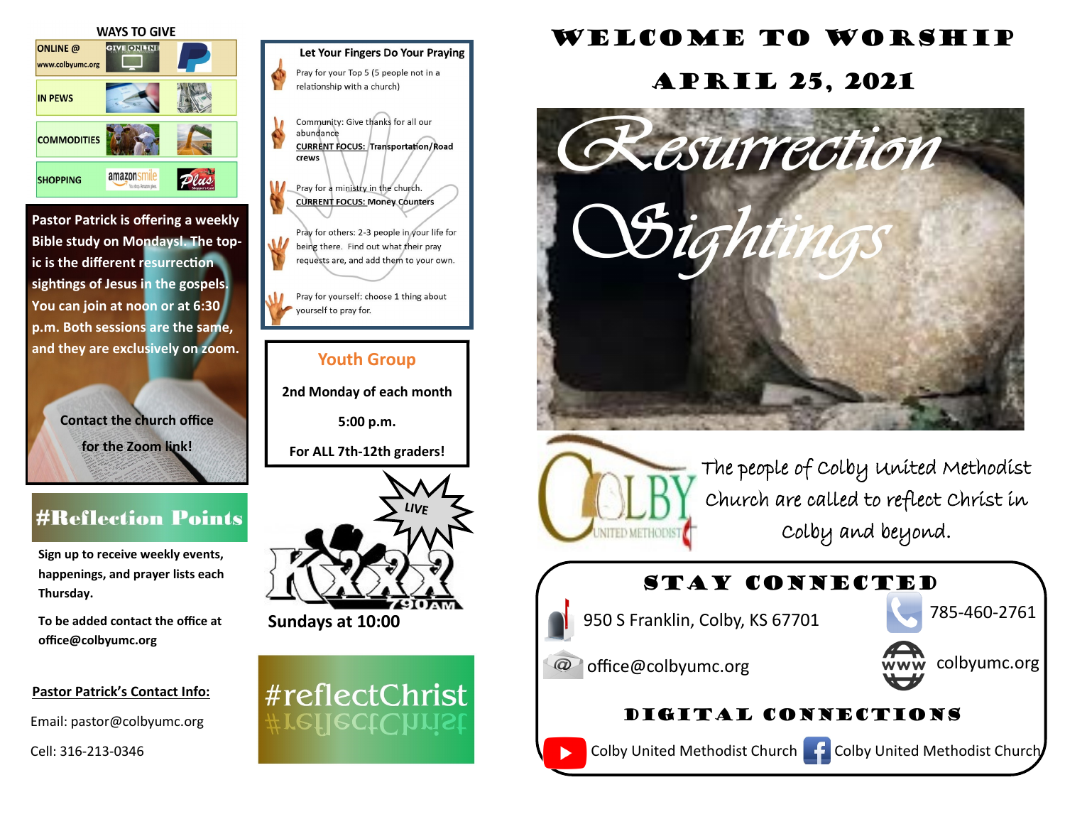## WAYS TO GIVE

- **ONLINE @** www.colbyumc.org
- **IN PEWS**
- **COMMODITIES**
- **SHOPPING**

**Pastor Patrick is offering a weekly Bible study on Mondays!. The topic is the different resurrection sightings of Jesus in the gospels. You can join at noon or at 6:30 p.m. Both sessions are the same, and they are exclusively on zoom.**

**Contact the church office for the Zoom link!**

## #Reflection Points

**Sign up to receive weekly events, happenings, and prayer lists each Thursday.**

**To be added contact the office at office@colbyumc.org**

**Pastor Patrick's Contact Info:**

Email: pastor@colbyumc.org

Cell: 316-213-0346

### Let Your Fingers Do Your Praying

- Pray for your Top 5 (5 people not in a relationship with a church)
- Community: Give thanks for all our abundance
  **CURRENT FOCUS: Transportation/Road crews**
- Pray for a ministry in the church.
  **CURRENT FOCUS: Money Counters**
- Pray for others: 2-3 people in your life for being there. Find out what their pray requests are, and add them to your own.
- Pray for yourself: choose 1 thing about yourself to pray for.

### Youth Group

**2nd Monday of each month**

**5:00 p.m.**

**For ALL 7th-12th graders!**

LIVE KXXX 790AM

**Sundays at 10:00**

#reflectChrist

# WELCOME TO WORSHIP

# APRIL 25, 2021

*Resurrection Sightings*

COLBY UNITED METHODIST

The people of Colby United Methodist Church are called to reflect Christ in Colby and beyond.

## STAY CONNECTED

950 S Franklin, Colby, KS 67701

785-460-2761

office@colbyumc.org

colbyumc.org

## DIGITAL CONNECTIONS

Colby United Methodist Church (YouTube)

Colby United Methodist Church (Facebook)